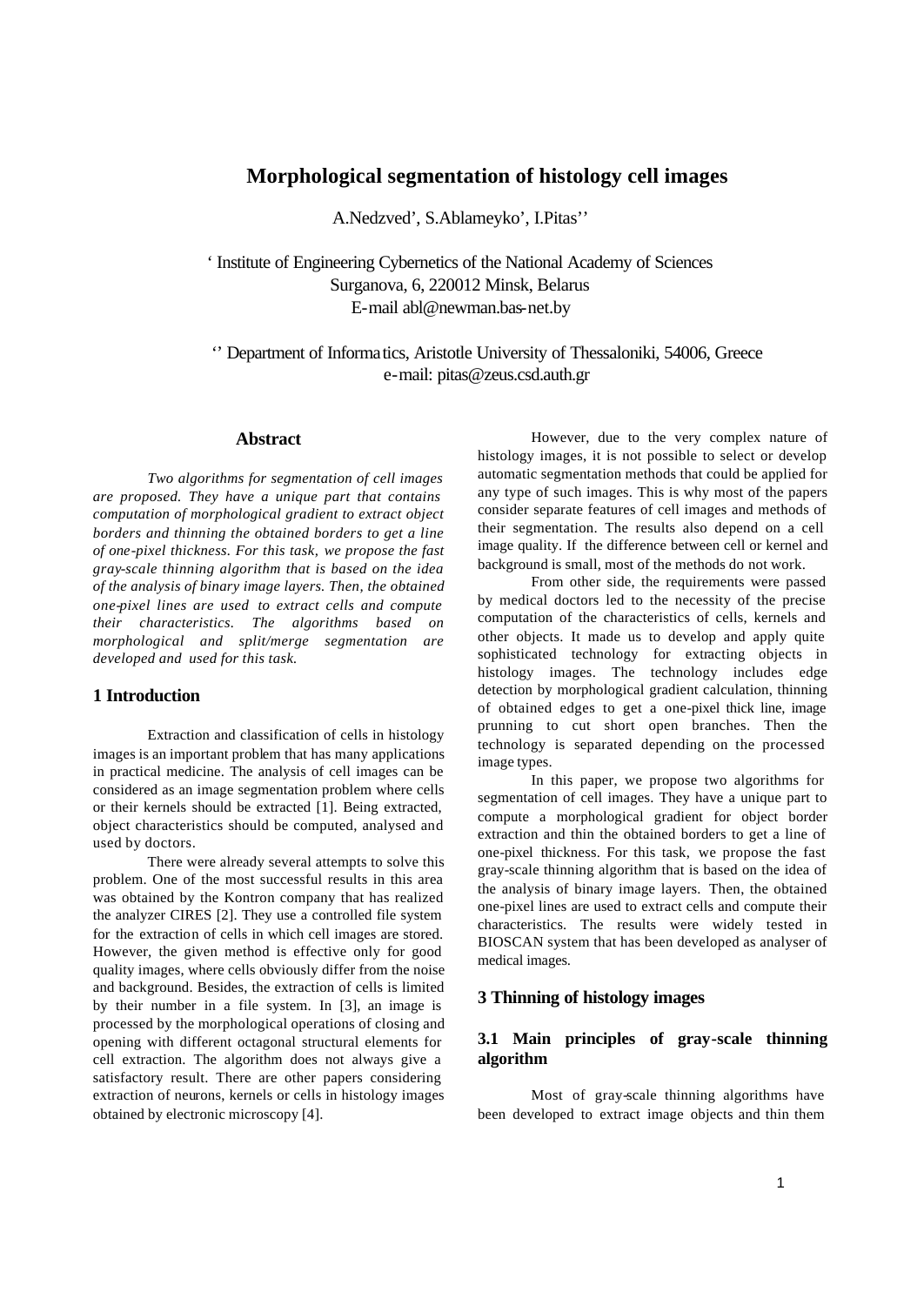# Morphological segmentation of histology cell images

A.Nedzved', S.Ablameyko', I.Pitas''

' Institute of Engineering Cybernetics of the National Academy of Sciences
Surganova, 6, 220012 Minsk, Belarus
E-mail abl@newman.bas-net.by

'' Department of Informatics, Aristotle University of Thessaloniki, 54006, Greece
e-mail: pitas@zeus.csd.auth.gr

### Abstract

*Two algorithms for segmentation of cell images are proposed. They have a unique part that contains computation of morphological gradient to extract object borders and thinning the obtained borders to get a line of one-pixel thickness. For this task, we propose the fast gray-scale thinning algorithm that is based on the idea of the analysis of binary image layers. Then, the obtained one-pixel lines are used to extract cells and compute their characteristics. The algorithms based on morphological and split/merge segmentation are developed and used for this task.*

## 1 Introduction

Extraction and classification of cells in histology images is an important problem that has many applications in practical medicine. The analysis of cell images can be considered as an image segmentation problem where cells or their kernels should be extracted [1]. Being extracted, object characteristics should be computed, analysed and used by doctors.

There were already several attempts to solve this problem. One of the most successful results in this area was obtained by the Kontron company that has realized the analyzer CIRES [2]. They use a controlled file system for the extraction of cells in which cell images are stored. However, the given method is effective only for good quality images, where cells obviously differ from the noise and background. Besides, the extraction of cells is limited by their number in a file system. In [3], an image is processed by the morphological operations of closing and opening with different octagonal structural elements for cell extraction. The algorithm does not always give a satisfactory result. There are other papers considering extraction of neurons, kernels or cells in histology images obtained by electronic microscopy [4].

However, due to the very complex nature of histology images, it is not possible to select or develop automatic segmentation methods that could be applied for any type of such images. This is why most of the papers consider separate features of cell images and methods of their segmentation. The results also depend on a cell image quality. If the difference between cell or kernel and background is small, most of the methods do not work.

From other side, the requirements were passed by medical doctors led to the necessity of the precise computation of the characteristics of cells, kernels and other objects. It made us to develop and apply quite sophisticated technology for extracting objects in histology images. The technology includes edge detection by morphological gradient calculation, thinning of obtained edges to get a one-pixel thick line, image prunning to cut short open branches. Then the technology is separated depending on the processed image types.

In this paper, we propose two algorithms for segmentation of cell images. They have a unique part to compute a morphological gradient for object border extraction and thin the obtained borders to get a line of one-pixel thickness. For this task, we propose the fast gray-scale thinning algorithm that is based on the idea of the analysis of binary image layers. Then, the obtained one-pixel lines are used to extract cells and compute their characteristics. The results were widely tested in BIOSCAN system that has been developed as analyser of medical images.

## 3 Thinning of histology images

### 3.1 Main principles of gray-scale thinning algorithm

Most of gray-scale thinning algorithms have been developed to extract image objects and thin them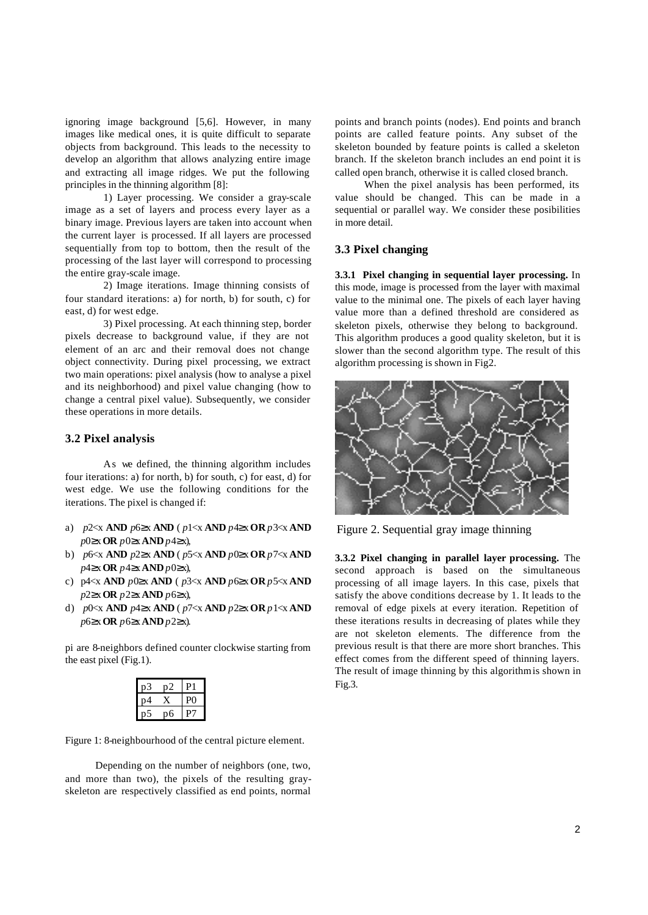ignoring image background [5,6]. However, in many images like medical ones, it is quite difficult to separate objects from background. This leads to the necessity to develop an algorithm that allows analyzing entire image and extracting all image ridges. We put the following principles in the thinning algorithm [8]:

1) Layer processing. We consider a gray-scale image as a set of layers and process every layer as a binary image. Previous layers are taken into account when the current layer is processed. If all layers are processed sequentially from top to bottom, then the result of the processing of the last layer will correspond to processing the entire gray-scale image.

2) Image iterations. Image thinning consists of four standard iterations: a) for north, b) for south, c) for east, d) for west edge.

3) Pixel processing. At each thinning step, border pixels decrease to background value, if they are not element of an arc and their removal does not change object connectivity. During pixel processing, we extract two main operations: pixel analysis (how to analyse a pixel and its neighborhood) and pixel value changing (how to change a central pixel value). Subsequently, we consider these operations in more details.

### 3.2 Pixel analysis

As we defined, the thinning algorithm includes four iterations: a) for north, b) for south, c) for east, d) for west edge. We use the following conditions for the iterations. The pixel is changed if:

a) $p2<x$ **AND** $p6\geq x$ **AND** ( $p1<x$ **AND** $p4\geq x$ **OR** $p3<x$ **AND** $p0\geq x$ **OR** $p0\geq x$ **AND** $p4\geq x$),
b) $p6<x$ **AND** $p2\geq x$ **AND** ( $p5<x$ **AND** $p0\geq x$ **OR** $p7<x$ **AND** $p4\geq x$ **OR** $p4\geq x$ **AND** $p0\geq x$),
c) $p4<x$ **AND** $p0\geq x$ **AND** ( $p3<x$ **AND** $p6\geq x$ **OR** $p5<x$ **AND** $p2\geq x$ **OR** $p2\geq x$ **AND** $p6\geq x$),
d) $p0<x$ **AND** $p4\geq x$ **AND** ( $p7<x$ **AND** $p2\geq x$ **OR** $p1<x$ **AND** $p6\geq x$ **OR** $p6\geq x$ **AND** $p2\geq x$).

pi are 8-neighbors defined counter clockwise starting from the east pixel (Fig.1).

| p3 | p2 | P1 |
|---|---|---|
| p4 | X | P0 |
| p5 | p6 | P7 |

Figure 1: 8-neighbourhood of the central picture element.

Depending on the number of neighbors (one, two, and more than two), the pixels of the resulting gray-skeleton are respectively classified as end points, normal points and branch points (nodes). End points and branch points are called feature points. Any subset of the skeleton bounded by feature points is called a skeleton branch. If the skeleton branch includes an end point it is called open branch, otherwise it is called closed branch.

When the pixel analysis has been performed, its value should be changed. This can be made in a sequential or parallel way. We consider these posibilities in more detail.

### 3.3 Pixel changing

**3.3.1 Pixel changing in sequential layer processing.** In this mode, image is processed from the layer with maximal value to the minimal one. The pixels of each layer having value more than a defined threshold are considered as skeleton pixels, otherwise they belong to background. This algorithm produces a good quality skeleton, but it is slower than the second algorithm type. The result of this algorithm processing is shown in Fig2.

Figure 2. Sequential gray image thinning

**3.3.2 Pixel changing in parallel layer processing.** The second approach is based on the simultaneous processing of all image layers. In this case, pixels that satisfy the above conditions decrease by 1. It leads to the removal of edge pixels at every iteration. Repetition of these iterations results in decreasing of plates while they are not skeleton elements. The difference from the previous result is that there are more short branches. This effect comes from the different speed of thinning layers. The result of image thinning by this algorithm is shown in Fig.3.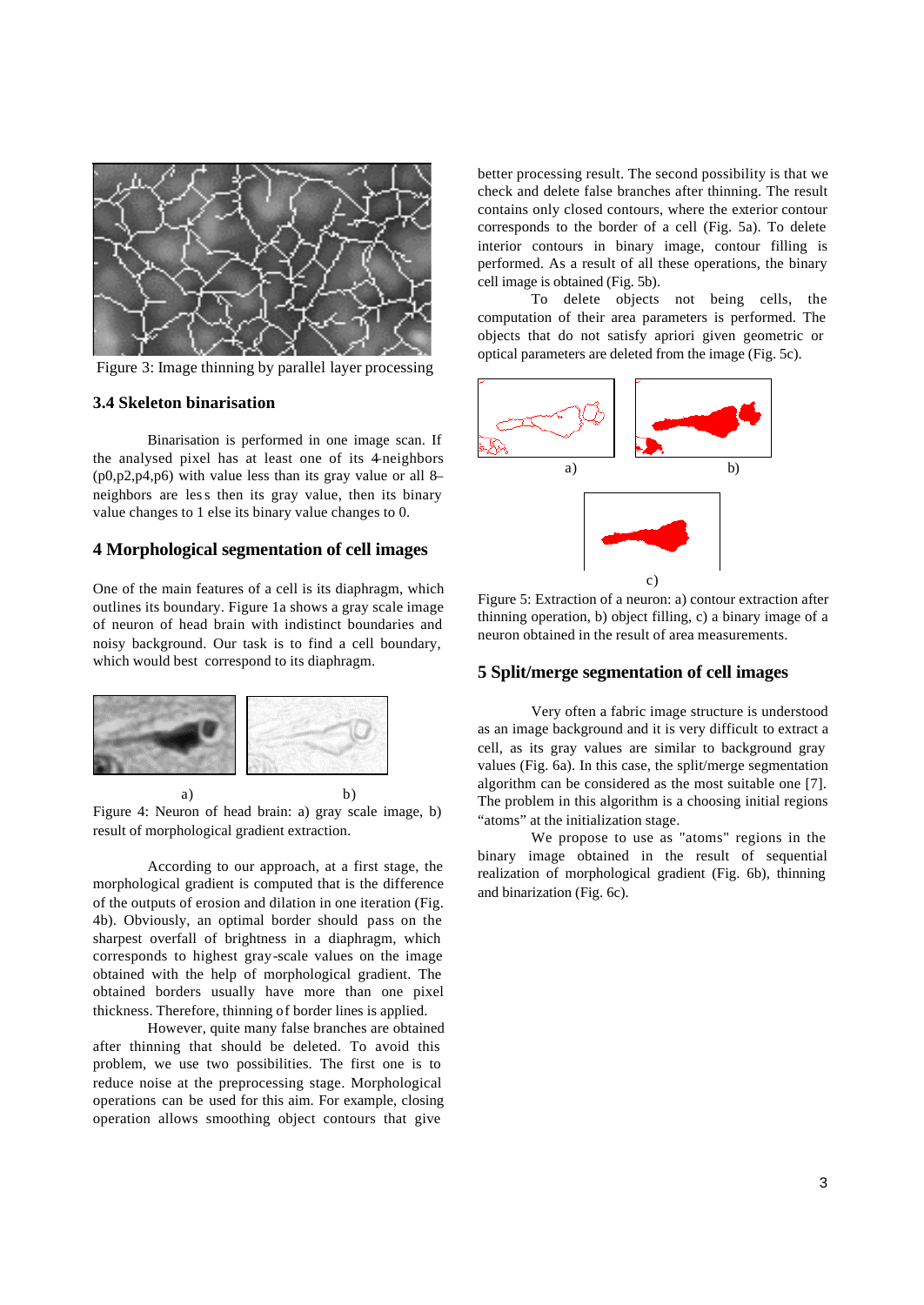Figure 3: Image thinning by parallel layer processing

### 3.4 Skeleton binarisation

Binarisation is performed in one image scan. If the analysed pixel has at least one of its 4-neighbors (p0,p2,p4,p6) with value less than its gray value or all 8–neighbors are less then its gray value, then its binary value changes to 1 else its binary value changes to 0.

## 4 Morphological segmentation of cell images

One of the main features of a cell is its diaphragm, which outlines its boundary. Figure 1a shows a gray scale image of neuron of head brain with indistinct boundaries and noisy background. Our task is to find a cell boundary, which would best correspond to its diaphragm.

a) b)

Figure 4: Neuron of head brain: a) gray scale image, b) result of morphological gradient extraction.

According to our approach, at a first stage, the morphological gradient is computed that is the difference of the outputs of erosion and dilation in one iteration (Fig. 4b). Obviously, an optimal border should pass on the sharpest overfall of brightness in a diaphragm, which corresponds to highest gray-scale values on the image obtained with the help of morphological gradient. The obtained borders usually have more than one pixel thickness. Therefore, thinning of border lines is applied.

However, quite many false branches are obtained after thinning that should be deleted. To avoid this problem, we use two possibilities. The first one is to reduce noise at the preprocessing stage. Morphological operations can be used for this aim. For example, closing operation allows smoothing object contours that give better processing result. The second possibility is that we check and delete false branches after thinning. The result contains only closed contours, where the exterior contour corresponds to the border of a cell (Fig. 5a). To delete interior contours in binary image, contour filling is performed. As a result of all these operations, the binary cell image is obtained (Fig. 5b).

To delete objects not being cells, the computation of their area parameters is performed. The objects that do not satisfy apriori given geometric or optical parameters are deleted from the image (Fig. 5c).

a) b)

c)

Figure 5: Extraction of a neuron: a) contour extraction after thinning operation, b) object filling, c) a binary image of a neuron obtained in the result of area measurements.

## 5 Split/merge segmentation of cell images

Very often a fabric image structure is understood as an image background and it is very difficult to extract a cell, as its gray values are similar to background gray values (Fig. 6a). In this case, the split/merge segmentation algorithm can be considered as the most suitable one [7]. The problem in this algorithm is a choosing initial regions "atoms" at the initialization stage.

We propose to use as "atoms" regions in the binary image obtained in the result of sequential realization of morphological gradient (Fig. 6b), thinning and binarization (Fig. 6c).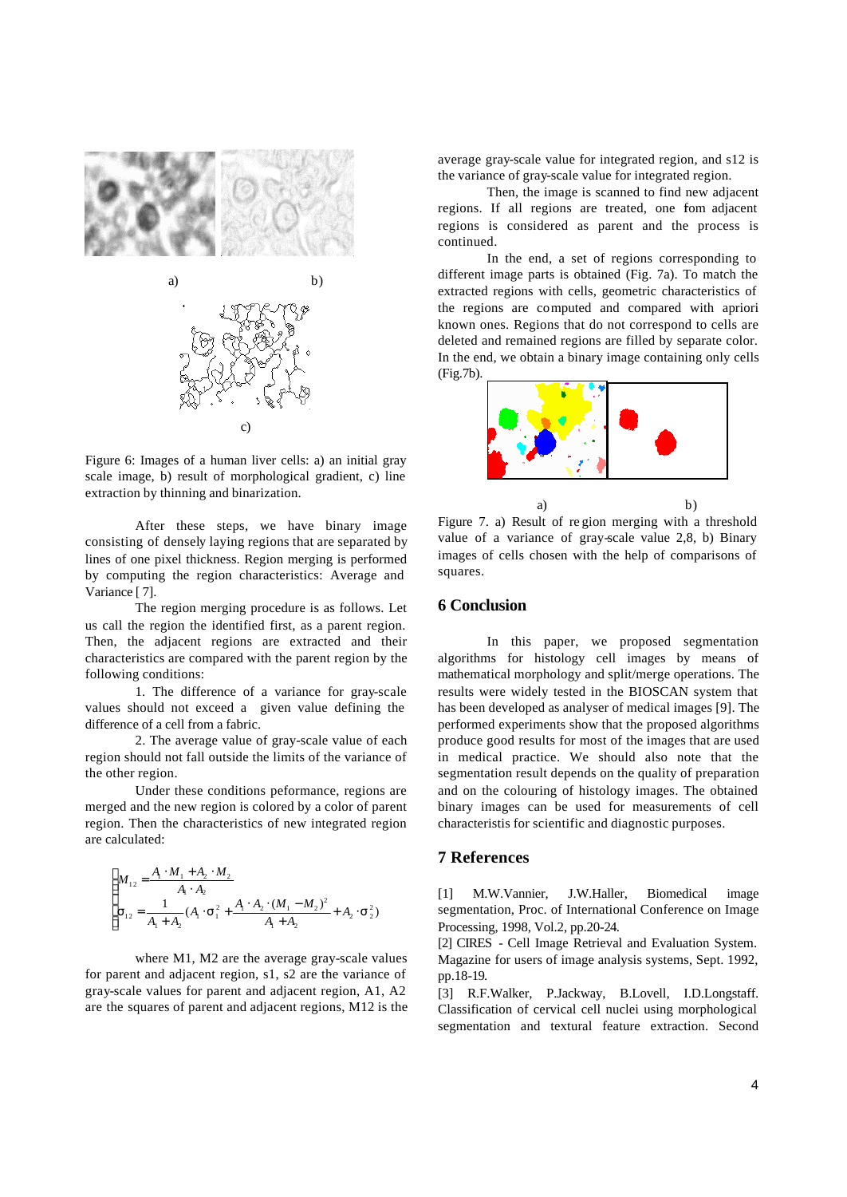a) b)

c)

Figure 6: Images of a human liver cells: a) an initial gray scale image, b) result of morphological gradient, c) line extraction by thinning and binarization.

After these steps, we have binary image consisting of densely laying regions that are separated by lines of one pixel thickness. Region merging is performed by computing the region characteristics: Average and Variance [ 7].

The region merging procedure is as follows. Let us call the region the identified first, as a parent region. Then, the adjacent regions are extracted and their characteristics are compared with the parent region by the following conditions:

1. The difference of a variance for gray-scale values should not exceed a given value defining the difference of a cell from a fabric.

2. The average value of gray-scale value of each region should not fall outside the limits of the variance of the other region.

Under these conditions peformance, regions are merged and the new region is colored by a color of parent region. Then the characteristics of new integrated region are calculated:

$$\begin{cases} M_{12} = \dfrac{A_1 \cdot M_1 + A_2 \cdot M_2}{A_1 \cdot A_2} \\ \sigma_{12} = \dfrac{1}{A_1 + A_2}\left(A_1 \cdot \sigma_1^2 + \dfrac{A_1 \cdot A_2 \cdot (M_1 - M_2)^2}{A_1 + A_2} + A_2 \cdot \sigma_2^2\right) \end{cases}$$

where M1, M2 are the average gray-scale values for parent and adjacent region, s1, s2 are the variance of gray-scale values for parent and adjacent region, A1, A2 are the squares of parent and adjacent regions, M12 is the average gray-scale value for integrated region, and s12 is the variance of gray-scale value for integrated region.

Then, the image is scanned to find new adjacent regions. If all regions are treated, one fom adjacent regions is considered as parent and the process is continued.

In the end, a set of regions corresponding to different image parts is obtained (Fig. 7a). To match the extracted regions with cells, geometric characteristics of the regions are computed and compared with apriori known ones. Regions that do not correspond to cells are deleted and remained regions are filled by separate color. In the end, we obtain a binary image containing only cells (Fig.7b).

a) b)

Figure 7. a) Result of region merging with a threshold value of a variance of gray-scale value 2,8, b) Binary images of cells chosen with the help of comparisons of squares.

## 6 Conclusion

In this paper, we proposed segmentation algorithms for histology cell images by means of mathematical morphology and split/merge operations. The results were widely tested in the BIOSCAN system that has been developed as analyser of medical images [9]. The performed experiments show that the proposed algorithms produce good results for most of the images that are used in medical practice. We should also note that the segmentation result depends on the quality of preparation and on the colouring of histology images. The obtained binary images can be used for measurements of cell characteristis for scientific and diagnostic purposes.

## 7 References

[1] M.W.Vannier, J.W.Haller, Biomedical image segmentation, Proc. of International Conference on Image Processing, 1998, Vol.2, pp.20-24.

[2] CIRES - Cell Image Retrieval and Evaluation System. Magazine for users of image analysis systems, Sept. 1992, pp.18-19.

[3] R.F.Walker, P.Jackway, B.Lovell, I.D.Longstaff. Classification of cervical cell nuclei using morphological segmentation and textural feature extraction. Second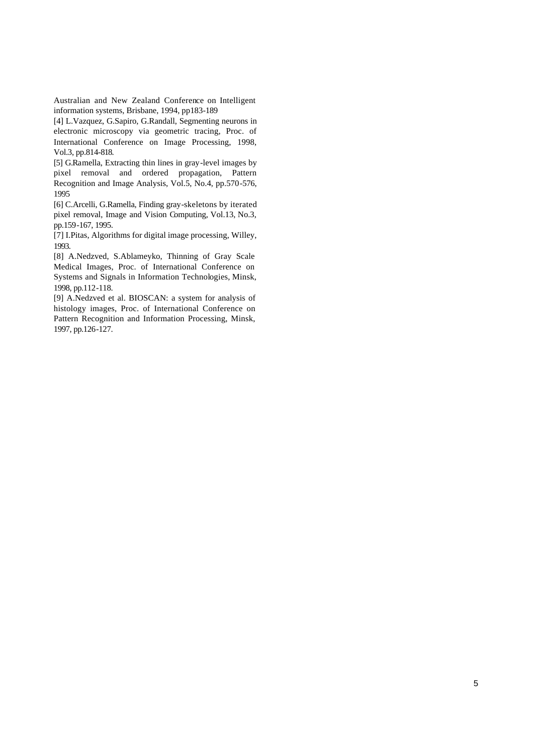Australian and New Zealand Conference on Intelligent information systems, Brisbane, 1994, pp183-189

[4] L.Vazquez, G.Sapiro, G.Randall, Segmenting neurons in electronic microscopy via geometric tracing, Proc. of International Conference on Image Processing, 1998, Vol.3, pp.814-818.

[5] G.Ramella, Extracting thin lines in gray-level images by pixel removal and ordered propagation, Pattern Recognition and Image Analysis, Vol.5, No.4, pp.570-576, 1995

[6] C.Arcelli, G.Ramella, Finding gray-skeletons by iterated pixel removal, Image and Vision Computing, Vol.13, No.3, pp.159-167, 1995.

[7] I.Pitas, Algorithms for digital image processing, Willey, 1993.

[8] A.Nedzved, S.Ablameyko, Thinning of Gray Scale Medical Images, Proc. of International Conference on Systems and Signals in Information Technologies, Minsk, 1998, pp.112-118.

[9] A.Nedzved et al. BIOSCAN: a system for analysis of histology images, Proc. of International Conference on Pattern Recognition and Information Processing, Minsk, 1997, pp.126-127.